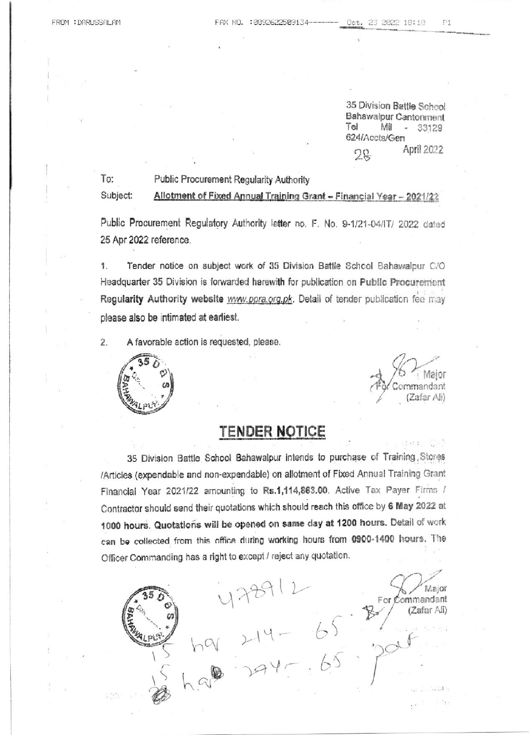FROM : DARUSSALAM FAX NO. : 0092622509134 Oct. 23 2022 10:10 P1

35 Division Battle School
Bahawalpur Cantonment
Tel Mil - 33129
624/Accts/Gen
28 April 2022

To: Public Procurement Regularity Authority

Subject: **Allotment of Fixed Annual Training Grant – Financial Year – 2021/22**

Public Procurement Regulatory Authority letter no. F. No. 9-1/21-04/IT/ 2022 dated 25 Apr 2022 reference.

1. Tender notice on subject work of 35 Division Battle School Bahawalpur C/O Headquarter 35 Division is forwarded herewith for publication on **Public Procurement Regularity Authority website** www.ppra.org.pk. Detail of tender publication fee may please also be intimated at earliest.

2. A favorable action is requested, please.

Major
For Commandant
(Zafar Ali)

## TENDER NOTICE

35 Division Battle School Bahawalpur intends to purchase of Training Stores /Articles (expendable and non-expendable) on allotment of Fixed Annual Training Grant Financial Year 2021/22 amounting to **Rs.1,114,863.00**. Active Tax Payer Firms / Contractor should send their quotations which should reach this office by **6 May 2022** at **1000 hours. Quotations will be opened on same day at 1200 hours.** Detail of work can be collected from this office during working hours from **0900-1400 hours.** The Officer Commanding has a right to except / reject any quotation.

Major
For Commandant
(Zafar Ali)

478912
15 ha 214 - 65
15 ha 294 - 65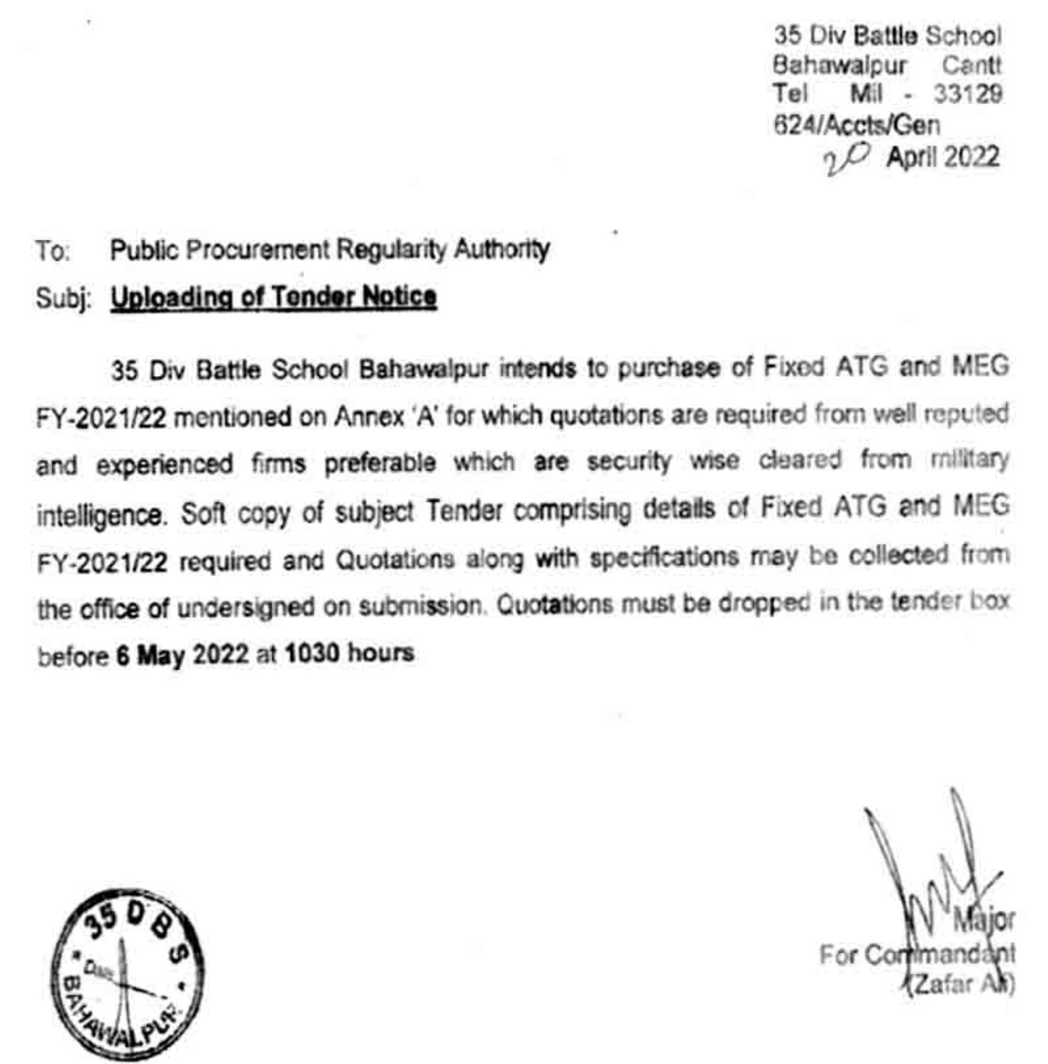35 Div Battle School
Bahawalpur Cantt
Tel Mil - 33129
624/Accts/Gen
20 April 2022

To: Public Procurement Regularity Authority

Subj: **Uploading of Tender Notice**

35 Div Battle School Bahawalpur intends to purchase of Fixed ATG and MEG FY-2021/22 mentioned on Annex 'A' for which quotations are required from well reputed and experienced firms preferable which are security wise cleared from military intelligence. Soft copy of subject Tender comprising details of Fixed ATG and MEG FY-2021/22 required and Quotations along with specifications may be collected from the office of undersigned on submission. Quotations must be dropped in the tender box before **6 May 2022** at **1030 hours**

35 DBS
BAHAWALPUR

Major
For Commandant
(Zafar Ali)